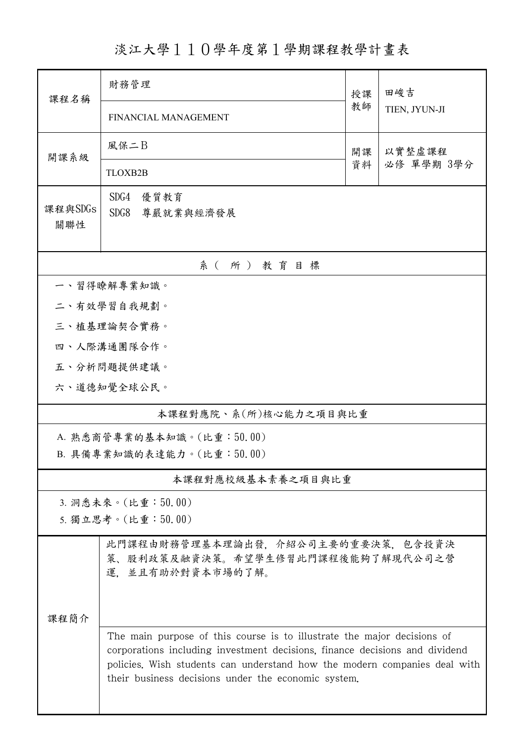# 淡江大學１１０學年度第１學期課程教學計畫表

| 課程名稱 | 財務管理<br>FINANCIAL MANAGEMENT | 授課教師 | 田峻吉<br>TIEN, JYUN-JI |
|---|---|---|---|
| 開課系級 | 風保二Ｂ<br>TLOXB2B | 開課資料 | 以實整虛課程<br>必修 單學期 3學分 |
| 課程與SDGs關聯性 | SDG4 優質教育<br>SDG8 尊嚴就業與經濟發展 | | |

## 系（所）教育目標

一、習得瞭解專業知識。

二、有效學習自我規劃。

三、植基理論契合實務。

四、人際溝通團隊合作。

五、分析問題提供建議。

六、道德知覺全球公民。

## 本課程對應院、系(所)核心能力之項目與比重

A. 熟悉商管專業的基本知識。(比重：50.00)

B. 具備專業知識的表達能力。(比重：50.00)

## 本課程對應校級基本素養之項目與比重

3. 洞悉未來。(比重：50.00)

5. 獨立思考。(比重：50.00)

## 課程簡介

此門課程由財務管理基本理論出發，介紹公司主要的重要決策，包含投資決策、股利政策及融資決策。希望學生修習此門課程後能夠了解現代公司之營運，並且有助於對資本市場的了解。

The main purpose of this course is to illustrate the major decisions of corporations including investment decisions, finance decisions and dividend policies. Wish students can understand how the modern companies deal with their business decisions under the economic system.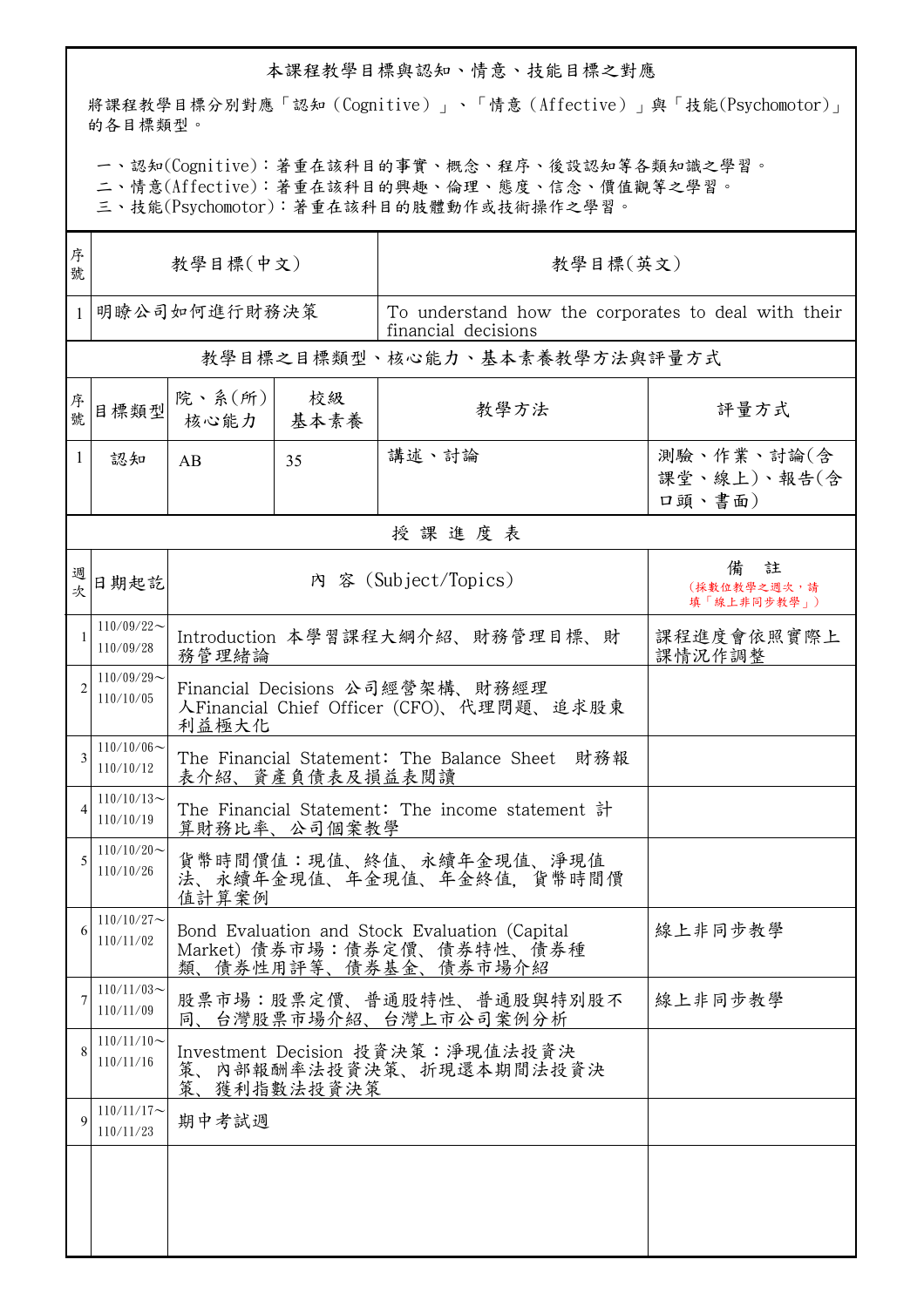## 本課程教學目標與認知、情意、技能目標之對應

將課程教學目標分別對應「認知（Cognitive）」、「情意（Affective）」與「技能(Psychomotor)」的各目標類型。

一、認知(Cognitive)：著重在該科目的事實、概念、程序、後設認知等各類知識之學習。
二、情意(Affective)：著重在該科目的興趣、倫理、態度、信念、價值觀等之學習。
三、技能(Psychomotor)：著重在該科目的肢體動作或技術操作之學習。

| 序號 | 教學目標(中文) | 教學目標(英文) |
|---|---|---|
| 1 | 明瞭公司如何進行財務決策 | To understand how the corporates to deal with their financial decisions |

### 教學目標之目標類型、核心能力、基本素養教學方法與評量方式

| 序號 | 目標類型 | 院、系(所)核心能力 | 校級基本素養 | 教學方法 | 評量方式 |
|---|---|---|---|---|---|
| 1 | 認知 | AB | 35 | 講述、討論 | 測驗、作業、討論(含課堂、線上)、報告(含口頭、書面) |

### 授 課 進 度 表

| 週次 | 日期起訖 | 內 容 (Subject/Topics) | 備 註 (採數位教學之週次，請填「線上非同步教學」) |
|---|---|---|---|
| 1 | 110/09/22～110/09/28 | Introduction 本學習課程大綱介紹、財務管理目標、財務管理緒論 | 課程進度會依照實際上課情況作調整 |
| 2 | 110/09/29～110/10/05 | Financial Decisions 公司經營架構、財務經理人Financial Chief Officer (CFO)、代理問題、追求股東利益極大化 | |
| 3 | 110/10/06～110/10/12 | The Financial Statement: The Balance Sheet 財務報表介紹、資產負債表及損益表閱讀 | |
| 4 | 110/10/13～110/10/19 | The Financial Statement: The income statement 計算財務比率、公司個案教學 | |
| 5 | 110/10/20～110/10/26 | 貨幣時間價值：現值、終值、永續年金現值、淨現值法、永續年金現值、年金現值、年金終值, 貨幣時間價值計算案例 | |
| 6 | 110/10/27～110/11/02 | Bond Evaluation and Stock Evaluation (Capital Market) 債券市場：債券定價、債券特性、債券種類、債券性用評等、債券基金、債券市場介紹 | 線上非同步教學 |
| 7 | 110/11/03～110/11/09 | 股票市場：股票定價、普通股特性、普通股與特別股不同、台灣股票市場介紹、台灣上市公司案例分析 | 線上非同步教學 |
| 8 | 110/11/10～110/11/16 | Investment Decision 投資決策：淨現值法投資決策、內部報酬率法投資決策、折現還本期間法投資決策、獲利指數法投資決策 | |
| 9 | 110/11/17～110/11/23 | 期中考試週 | |
| | | | |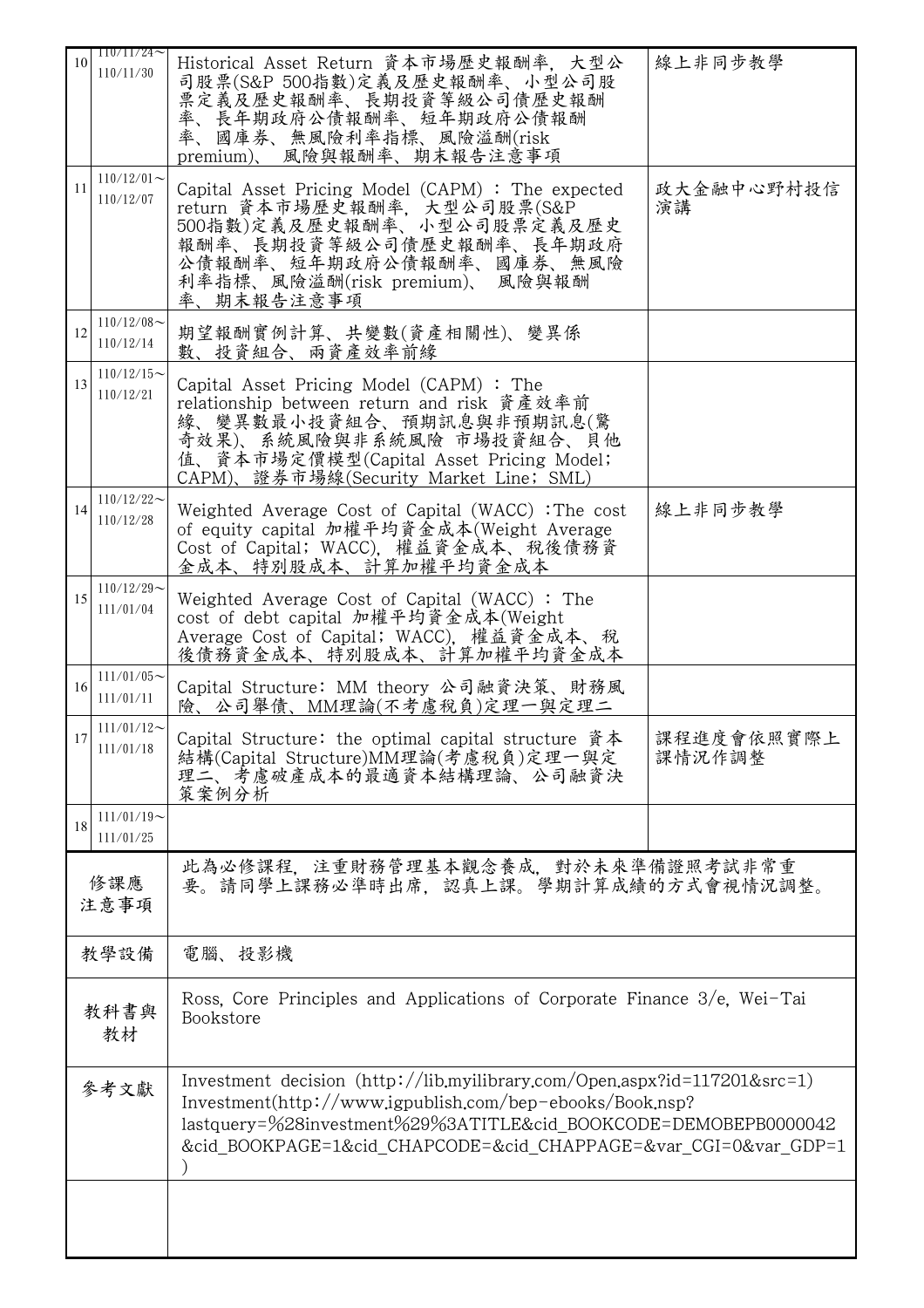| 10 | 110/11/24～110/11/30 | Historical Asset Return 資本市場歷史報酬率，大型公司股票(S&P 500指數)定義及歷史報酬率、小型公司股票定義及歷史報酬率、長期投資等級公司債歷史報酬率、長年期政府公債報酬率、短年期政府公債報酬率、國庫券、無風險利率指標、風險溢酬(risk premium)、 風險與報酬率、期末報告注意事項 | 線上非同步教學 |
|---|---|---|---|
| 11 | 110/12/01～110/12/07 | Capital Asset Pricing Model (CAPM) : The expected return 資本市場歷史報酬率，大型公司股票(S&P 500指數)定義及歷史報酬率、小型公司股票定義及歷史報酬率、長期投資等級公司債歷史報酬率、長年期政府公債報酬率、短年期政府公債報酬率、國庫券、無風險利率指標、風險溢酬(risk premium)、 風險與報酬率、期末報告注意事項 | 政大金融中心野村投信演講 |
| 12 | 110/12/08～110/12/14 | 期望報酬實例計算、共變數(資產相關性)、變異係數、投資組合、兩資產效率前緣 | |
| 13 | 110/12/15～110/12/21 | Capital Asset Pricing Model (CAPM) : The relationship between return and risk 資產效率前緣、變異數最小投資組合、預期訊息與非預期訊息(驚奇效果)、系統風險與非系統風險 市場投資組合、貝他值、資本市場定價模型(Capital Asset Pricing Model; CAPM)、證券市場線(Security Market Line; SML) | |
| 14 | 110/12/22～110/12/28 | Weighted Average Cost of Capital (WACC) :The cost of equity capital 加權平均資金成本(Weight Average Cost of Capital; WACC)，權益資金成本、稅後債務資金成本、特別股成本、計算加權平均資金成本 | 線上非同步教學 |
| 15 | 110/12/29～111/01/04 | Weighted Average Cost of Capital (WACC) : The cost of debt capital 加權平均資金成本(Weight Average Cost of Capital; WACC)，權益資金成本、稅後債務資金成本、特別股成本、計算加權平均資金成本 | |
| 16 | 111/01/05～111/01/11 | Capital Structure: MM theory 公司融資決策、財務風險、公司舉債、MM理論(不考慮稅負)定理一與定理二 | |
| 17 | 111/01/12～111/01/18 | Capital Structure: the optimal capital structure 資本結構(Capital Structure)MM理論(考慮稅負)定理一與定理二、考慮破產成本的最適資本結構理論、公司融資決策案例分析 | 課程進度會依照實際上課情況作調整 |
| 18 | 111/01/19～111/01/25 | | |

| | |
|---|---|
| 修課應注意事項 | 此為必修課程，注重財務管理基本觀念養成，對於未來準備證照考試非常重要。請同學上課務必準時出席，認真上課。學期計算成績的方式會視情況調整。 |
| 教學設備 | 電腦、投影機 |
| 教科書與教材 | Ross, Core Principles and Applications of Corporate Finance 3/e, Wei-Tai Bookstore |
| 參考文獻 | Investment decision (http://lib.myilibrary.com/Open.aspx?id=117201&src=1) Investment(http://www.igpublish.com/bep-ebooks/Book.nsp?lastquery=%28investment%29%3ATITLE&cid_BOOKCODE=DEMOBEPB0000042&cid_BOOKPAGE=1&cid_CHAPCODE=&cid_CHAPPAGE=&var_CGI=0&var_GDP=1) |
| | |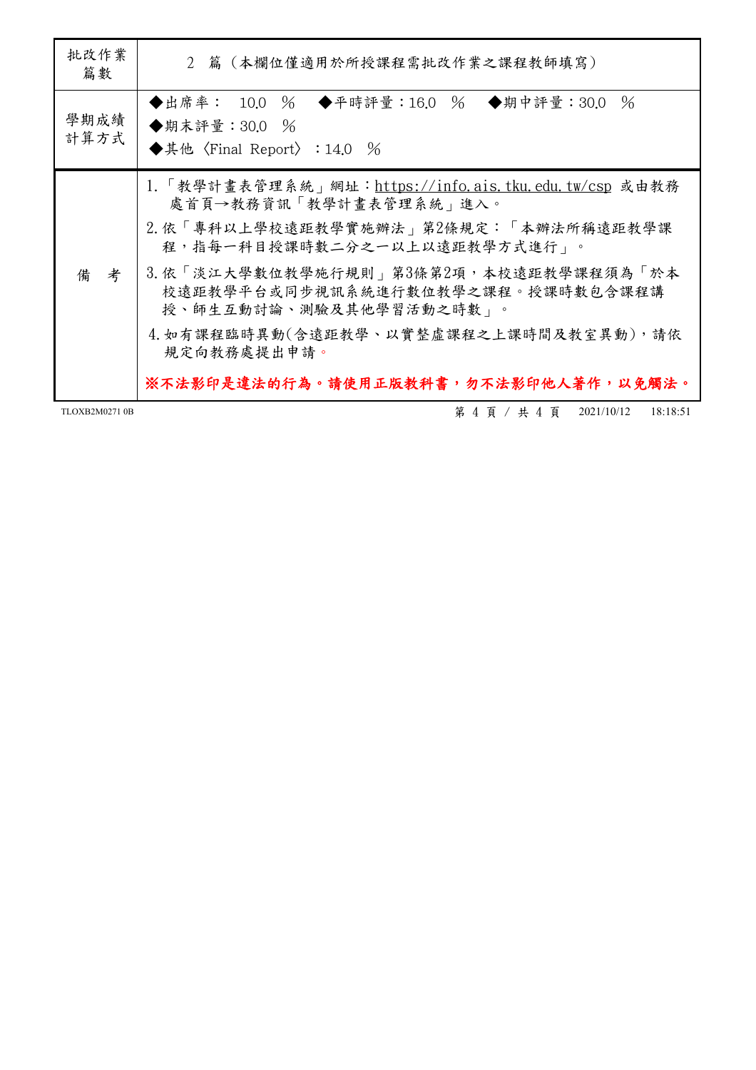| | |
|---|---|
| 批改作業篇數 | 2 篇（本欄位僅適用於所授課程需批改作業之課程教師填寫） |
| 學期成績計算方式 | ◆出席率： 10.0 % ◆平時評量：16.0 % ◆期中評量：30.0 %<br>◆期末評量：30.0 %<br>◆其他〈Final Report〉：14.0 % |
| 備　考 | 1.「教學計畫表管理系統」網址：https://info.ais.tku.edu.tw/csp 或由教務處首頁→教務資訊「教學計畫表管理系統」進入。<br>2.依「專科以上學校遠距教學實施辦法」第2條規定：「本辦法所稱遠距教學課程，指每一科目授課時數二分之一以上以遠距教學方式進行」。<br>3.依「淡江大學數位教學施行規則」第3條第2項，本校遠距教學課程須為「於本校遠距教學平台或同步視訊系統進行數位教學之課程。授課時數包含課程講授、師生互動討論、測驗及其他學習活動之時數」。<br>4.如有課程臨時異動(含遠距教學、以實整虛課程之上課時間及教室異動)，請依規定向教務處提出申請。<br>**※不法影印是違法的行為。請使用正版教科書，勿不法影印他人著作，以免觸法。** |

TLOXB2M0271 0B　　2021/10/12　18:18:51